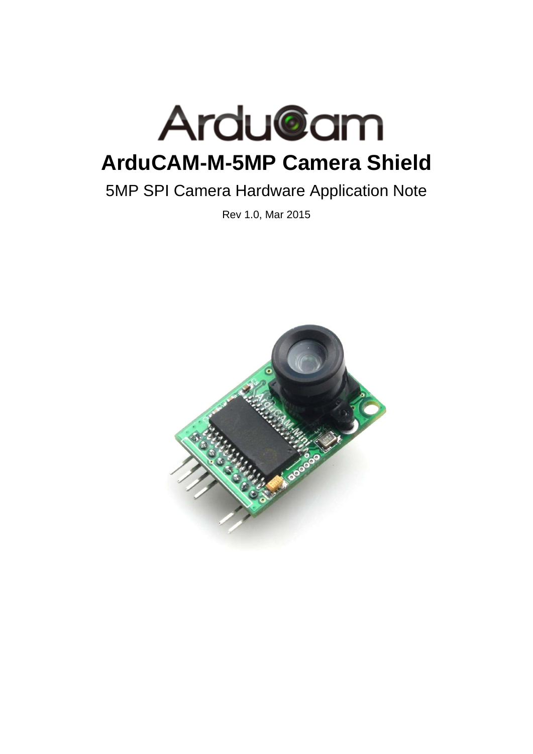# ArduCAM-M-5MP Camera Shield

5MP SPI Camera Hardware Application Note

Rev 1.0, Mar 2015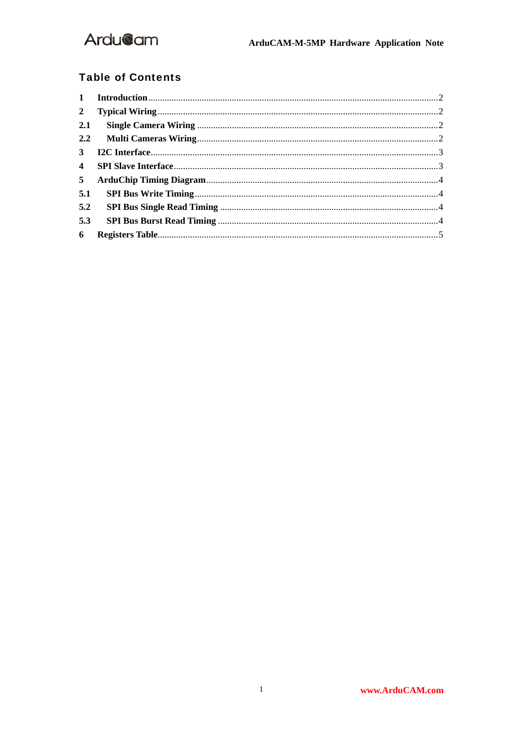## Table of Contents

1 Introduction ........................................................ 2
2 Typical Wiring ........................................................ 2
2.1 Single Camera Wiring ........................................................ 2
2.2 Multi Cameras Wiring ........................................................ 2
3 I2C Interface ........................................................ 3
4 SPI Slave Interface ........................................................ 3
5 ArduChip Timing Diagram ........................................................ 4
5.1 SPI Bus Write Timing ........................................................ 4
5.2 SPI Bus Single Read Timing ........................................................ 4
5.3 SPI Bus Burst Read Timing ........................................................ 4
6 Registers Table ........................................................ 5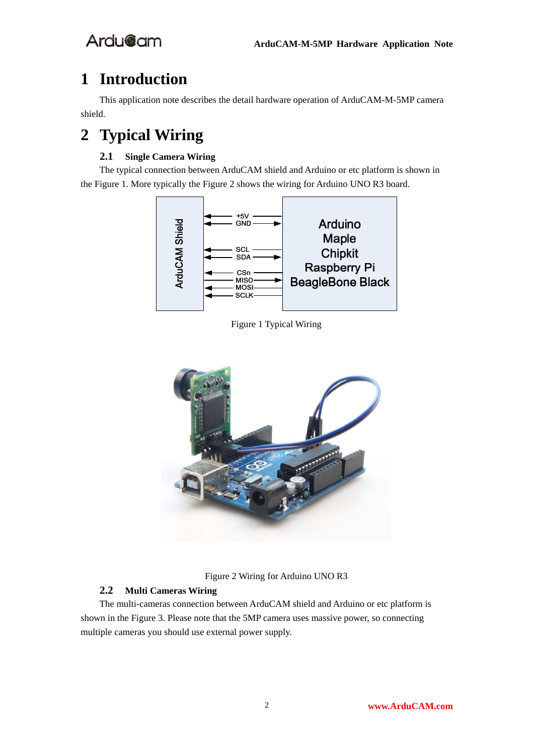# 1 Introduction

This application note describes the detail hardware operation of ArduCAM-M-5MP camera shield.

# 2 Typical Wiring

## 2.1 Single Camera Wiring

The typical connection between ArduCAM shield and Arduino or etc platform is shown in the Figure 1. More typically the Figure 2 shows the wiring for Arduino UNO R3 board.

Figure 1 Typical Wiring

Figure 2 Wiring for Arduino UNO R3

## 2.2 Multi Cameras Wiring

The multi-cameras connection between ArduCAM shield and Arduino or etc platform is shown in the Figure 3. Please note that the 5MP camera uses massive power, so connecting multiple cameras you should use external power supply.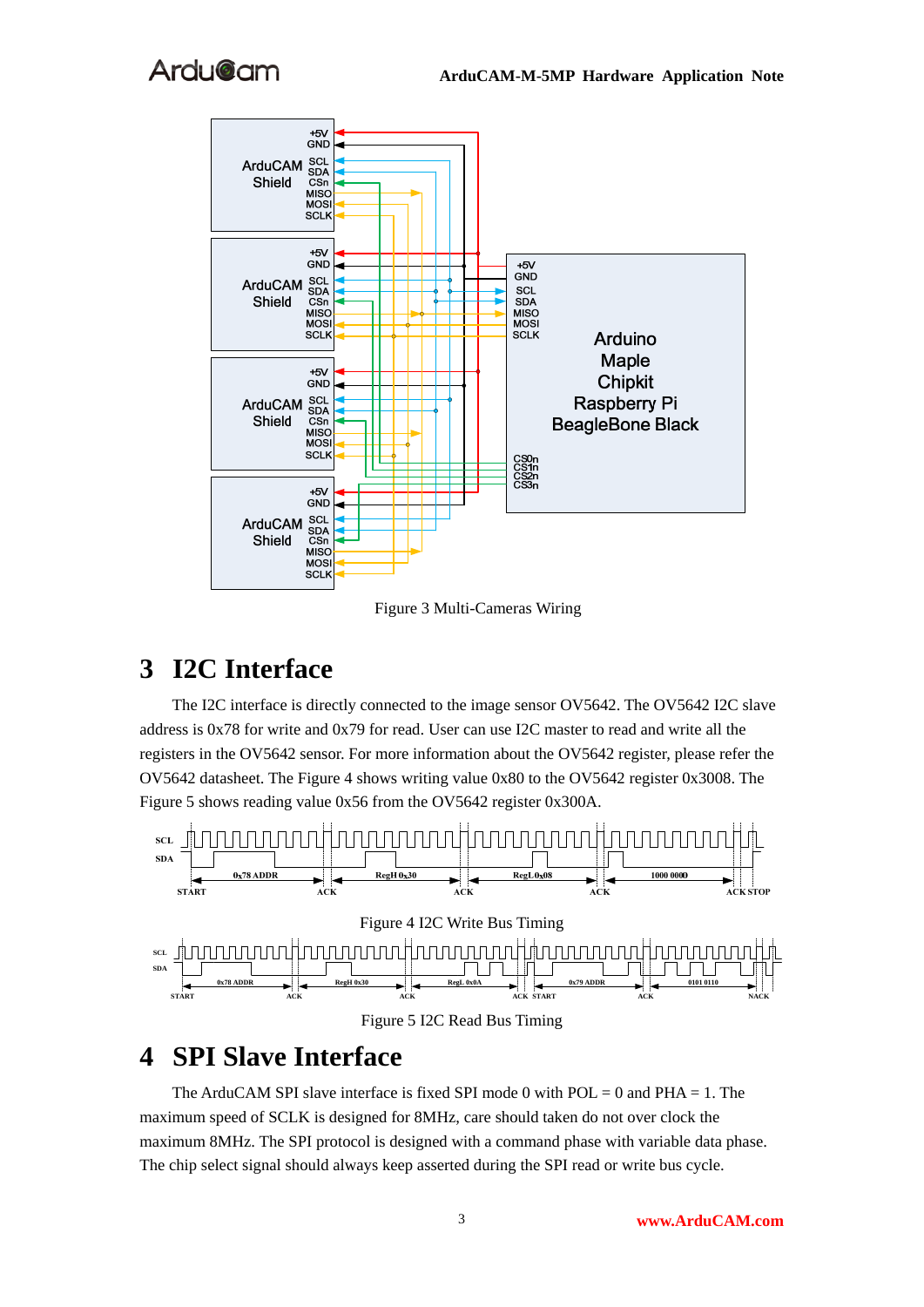Figure 3 Multi-Cameras Wiring

# 3 I2C Interface

The I2C interface is directly connected to the image sensor OV5642. The OV5642 I2C slave address is 0x78 for write and 0x79 for read. User can use I2C master to read and write all the registers in the OV5642 sensor. For more information about the OV5642 register, please refer the OV5642 datasheet. The Figure 4 shows writing value 0x80 to the OV5642 register 0x3008. The Figure 5 shows reading value 0x56 from the OV5642 register 0x300A.

Figure 4 I2C Write Bus Timing

Figure 5 I2C Read Bus Timing

# 4 SPI Slave Interface

The ArduCAM SPI slave interface is fixed SPI mode 0 with POL = 0 and PHA = 1. The maximum speed of SCLK is designed for 8MHz, care should taken do not over clock the maximum 8MHz. The SPI protocol is designed with a command phase with variable data phase. The chip select signal should always keep asserted during the SPI read or write bus cycle.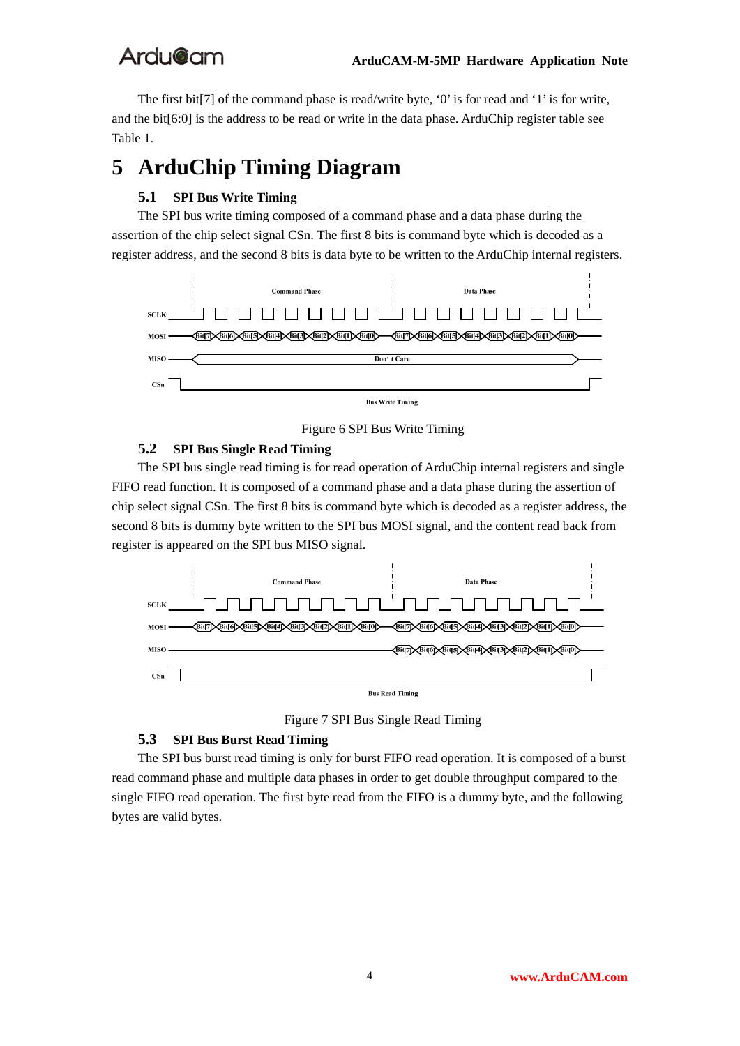The first bit[7] of the command phase is read/write byte, '0' is for read and '1' is for write, and the bit[6:0] is the address to be read or write in the data phase. ArduChip register table see Table 1.

# 5 ArduChip Timing Diagram

## 5.1 SPI Bus Write Timing

The SPI bus write timing composed of a command phase and a data phase during the assertion of the chip select signal CSn. The first 8 bits is command byte which is decoded as a register address, and the second 8 bits is data byte to be written to the ArduChip internal registers.

Figure 6 SPI Bus Write Timing

## 5.2 SPI Bus Single Read Timing

The SPI bus single read timing is for read operation of ArduChip internal registers and single FIFO read function. It is composed of a command phase and a data phase during the assertion of chip select signal CSn. The first 8 bits is command byte which is decoded as a register address, the second 8 bits is dummy byte written to the SPI bus MOSI signal, and the content read back from register is appeared on the SPI bus MISO signal.

Figure 7 SPI Bus Single Read Timing

## 5.3 SPI Bus Burst Read Timing

The SPI bus burst read timing is only for burst FIFO read operation. It is composed of a burst read command phase and multiple data phases in order to get double throughput compared to the single FIFO read operation. The first byte read from the FIFO is a dummy byte, and the following bytes are valid bytes.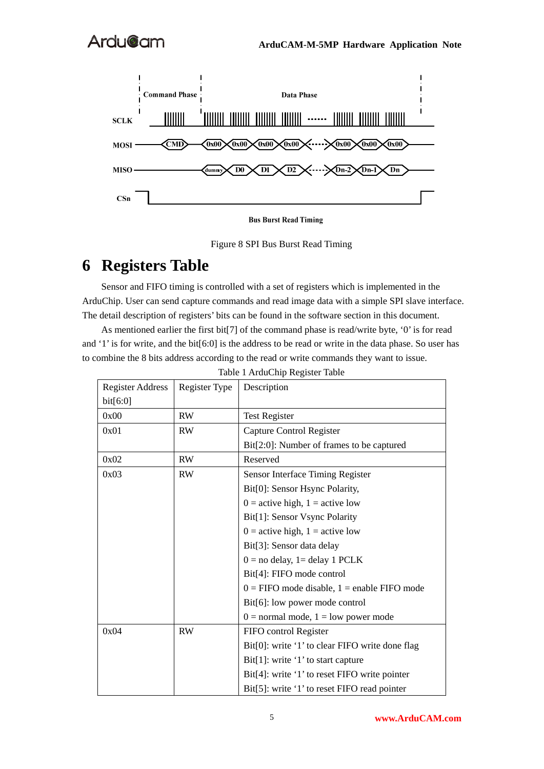Figure 8 SPI Bus Burst Read Timing

# 6 Registers Table

Sensor and FIFO timing is controlled with a set of registers which is implemented in the ArduChip. User can send capture commands and read image data with a simple SPI slave interface. The detail description of registers' bits can be found in the software section in this document.

As mentioned earlier the first bit[7] of the command phase is read/write byte, '0' is for read and '1' is for write, and the bit[6:0] is the address to be read or write in the data phase. So user has to combine the 8 bits address according to the read or write commands they want to issue.

Table 1 ArduChip Register Table

| Register Address bit[6:0] | Register Type | Description |
|---|---|---|
| 0x00 | RW | Test Register |
| 0x01 | RW | Capture Control Register<br>Bit[2:0]: Number of frames to be captured |
| 0x02 | RW | Reserved |
| 0x03 | RW | Sensor Interface Timing Register<br>Bit[0]: Sensor Hsync Polarity,<br>0 = active high, 1 = active low<br>Bit[1]: Sensor Vsync Polarity<br>0 = active high, 1 = active low<br>Bit[3]: Sensor data delay<br>0 = no delay, 1= delay 1 PCLK<br>Bit[4]: FIFO mode control<br>0 = FIFO mode disable, 1 = enable FIFO mode<br>Bit[6]: low power mode control<br>0 = normal mode, 1 = low power mode |
| 0x04 | RW | FIFO control Register<br>Bit[0]: write '1' to clear FIFO write done flag<br>Bit[1]: write '1' to start capture<br>Bit[4]: write '1' to reset FIFO write pointer<br>Bit[5]: write '1' to reset FIFO read pointer |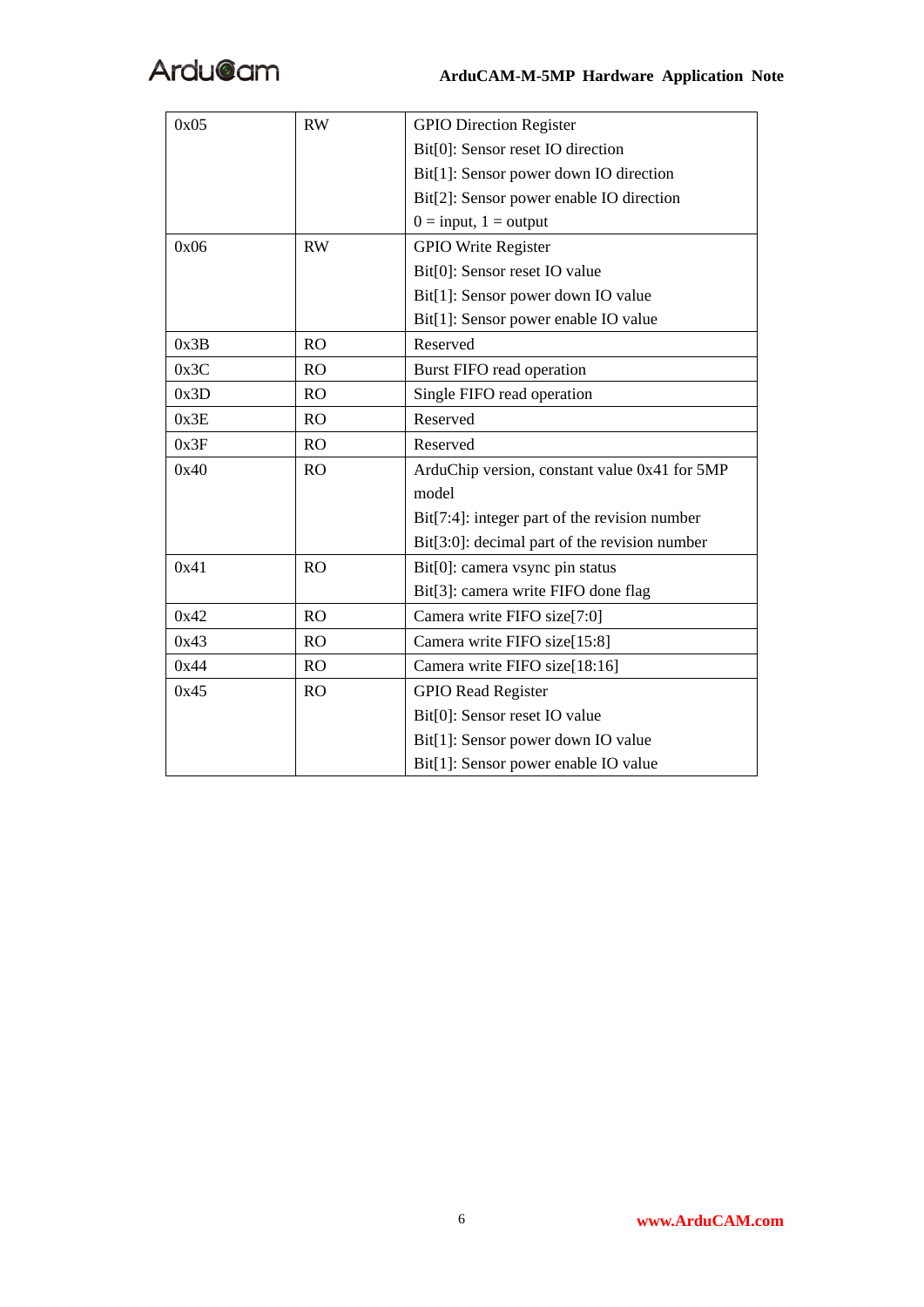| | | |
|---|---|---|
| 0x05 | RW | GPIO Direction Register<br>Bit[0]: Sensor reset IO direction<br>Bit[1]: Sensor power down IO direction<br>Bit[2]: Sensor power enable IO direction<br>0 = input, 1 = output |
| 0x06 | RW | GPIO Write Register<br>Bit[0]: Sensor reset IO value<br>Bit[1]: Sensor power down IO value<br>Bit[1]: Sensor power enable IO value |
| 0x3B | RO | Reserved |
| 0x3C | RO | Burst FIFO read operation |
| 0x3D | RO | Single FIFO read operation |
| 0x3E | RO | Reserved |
| 0x3F | RO | Reserved |
| 0x40 | RO | ArduChip version, constant value 0x41 for 5MP model<br>Bit[7:4]: integer part of the revision number<br>Bit[3:0]: decimal part of the revision number |
| 0x41 | RO | Bit[0]: camera vsync pin status<br>Bit[3]: camera write FIFO done flag |
| 0x42 | RO | Camera write FIFO size[7:0] |
| 0x43 | RO | Camera write FIFO size[15:8] |
| 0x44 | RO | Camera write FIFO size[18:16] |
| 0x45 | RO | GPIO Read Register<br>Bit[0]: Sensor reset IO value<br>Bit[1]: Sensor power down IO value<br>Bit[1]: Sensor power enable IO value |